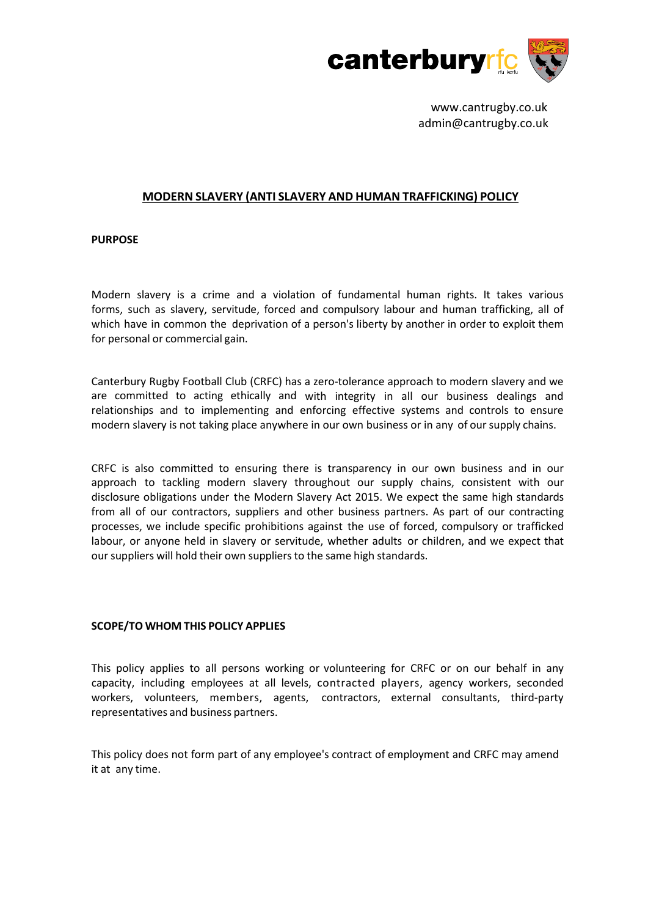canterburyrfc

www.cantrugby.co.uk
admin@cantrugby.co.uk

# MODERN SLAVERY (ANTI SLAVERY AND HUMAN TRAFFICKING) POLICY

## PURPOSE

Modern slavery is a crime and a violation of fundamental human rights. It takes various forms, such as slavery, servitude, forced and compulsory labour and human trafficking, all of which have in common the deprivation of a person's liberty by another in order to exploit them for personal or commercial gain.

Canterbury Rugby Football Club (CRFC) has a zero-tolerance approach to modern slavery and we are committed to acting ethically and with integrity in all our business dealings and relationships and to implementing and enforcing effective systems and controls to ensure modern slavery is not taking place anywhere in our own business or in any of our supply chains.

CRFC is also committed to ensuring there is transparency in our own business and in our approach to tackling modern slavery throughout our supply chains, consistent with our disclosure obligations under the Modern Slavery Act 2015. We expect the same high standards from all of our contractors, suppliers and other business partners. As part of our contracting processes, we include specific prohibitions against the use of forced, compulsory or trafficked labour, or anyone held in slavery or servitude, whether adults or children, and we expect that our suppliers will hold their own suppliers to the same high standards.

## SCOPE/TO WHOM THIS POLICY APPLIES

This policy applies to all persons working or volunteering for CRFC or on our behalf in any capacity, including employees at all levels, contracted players, agency workers, seconded workers, volunteers, members, agents, contractors, external consultants, third-party representatives and business partners.

This policy does not form part of any employee's contract of employment and CRFC may amend it at any time.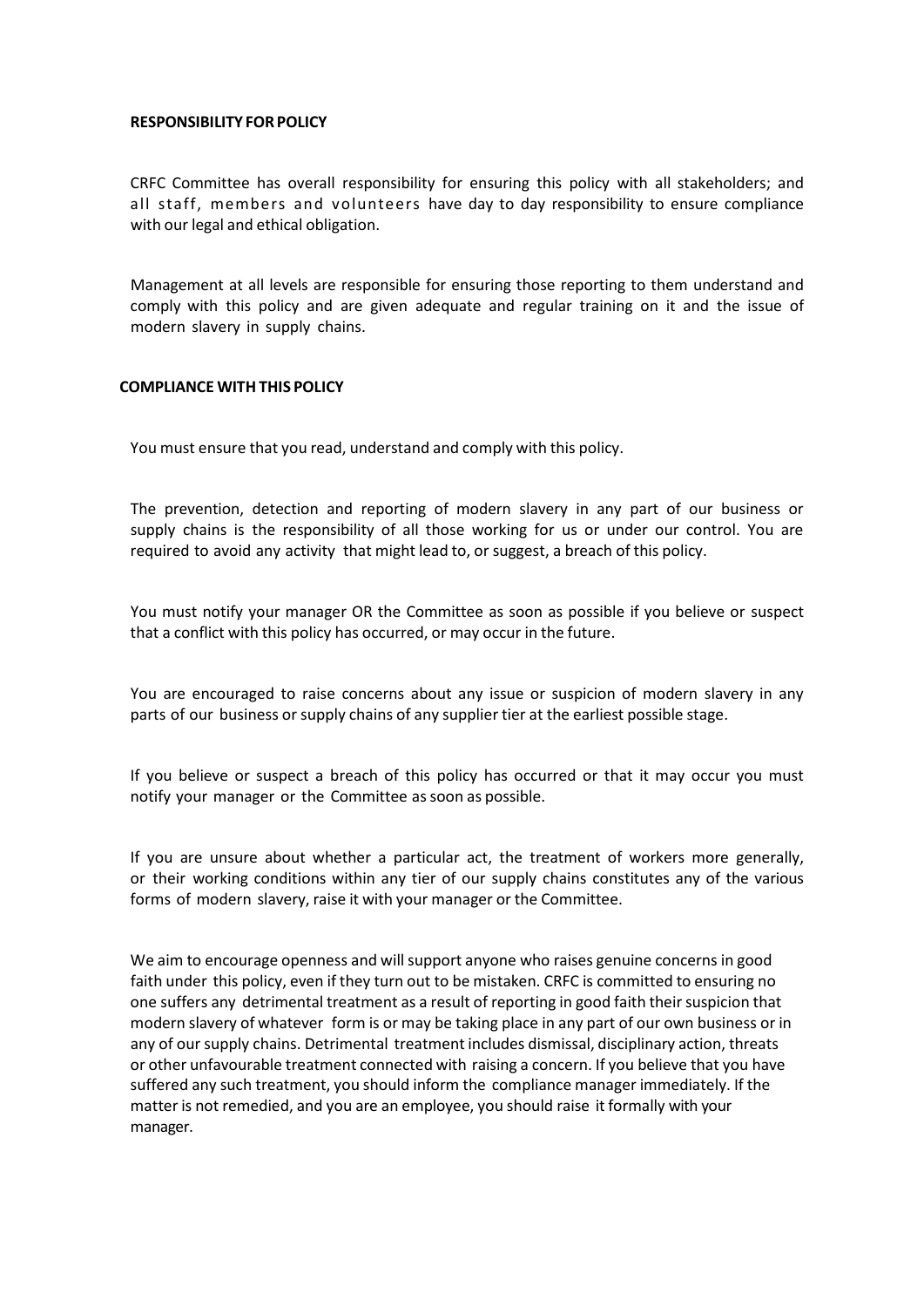**RESPONSIBILITY FOR POLICY**

CRFC Committee has overall responsibility for ensuring this policy with all stakeholders; and all staff, members and volunteers have day to day responsibility to ensure compliance with our legal and ethical obligation.

Management at all levels are responsible for ensuring those reporting to them understand and comply with this policy and are given adequate and regular training on it and the issue of modern slavery in supply chains.

**COMPLIANCE WITH THIS POLICY**

You must ensure that you read, understand and comply with this policy.

The prevention, detection and reporting of modern slavery in any part of our business or supply chains is the responsibility of all those working for us or under our control. You are required to avoid any activity that might lead to, or suggest, a breach of this policy.

You must notify your manager OR the Committee as soon as possible if you believe or suspect that a conflict with this policy has occurred, or may occur in the future.

You are encouraged to raise concerns about any issue or suspicion of modern slavery in any parts of our business or supply chains of any supplier tier at the earliest possible stage.

If you believe or suspect a breach of this policy has occurred or that it may occur you must notify your manager or the Committee as soon as possible.

If you are unsure about whether a particular act, the treatment of workers more generally, or their working conditions within any tier of our supply chains constitutes any of the various forms of modern slavery, raise it with your manager or the Committee.

We aim to encourage openness and will support anyone who raises genuine concerns in good faith under this policy, even if they turn out to be mistaken. CRFC is committed to ensuring no one suffers any detrimental treatment as a result of reporting in good faith their suspicion that modern slavery of whatever form is or may be taking place in any part of our own business or in any of our supply chains. Detrimental treatment includes dismissal, disciplinary action, threats or other unfavourable treatment connected with raising a concern. If you believe that you have suffered any such treatment, you should inform the compliance manager immediately. If the matter is not remedied, and you are an employee, you should raise it formally with your manager.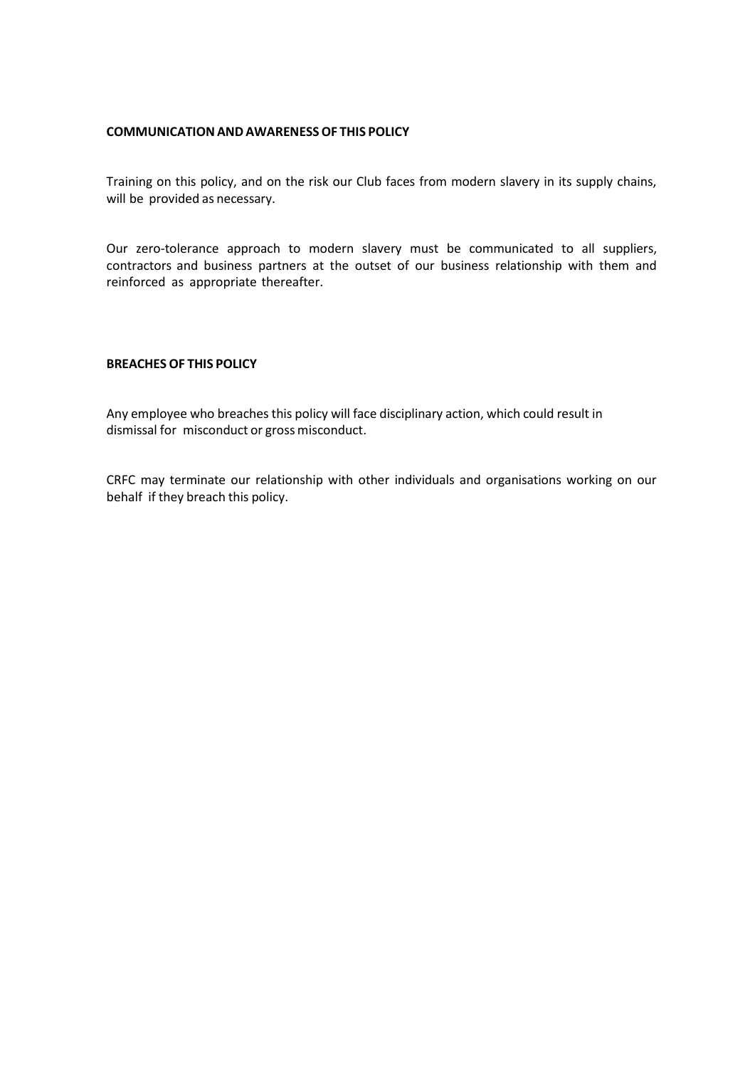## COMMUNICATION AND AWARENESS OF THIS POLICY

Training on this policy, and on the risk our Club faces from modern slavery in its supply chains, will be provided as necessary.

Our zero-tolerance approach to modern slavery must be communicated to all suppliers, contractors and business partners at the outset of our business relationship with them and reinforced as appropriate thereafter.

## BREACHES OF THIS POLICY

Any employee who breaches this policy will face disciplinary action, which could result in dismissal for misconduct or gross misconduct.

CRFC may terminate our relationship with other individuals and organisations working on our behalf if they breach this policy.